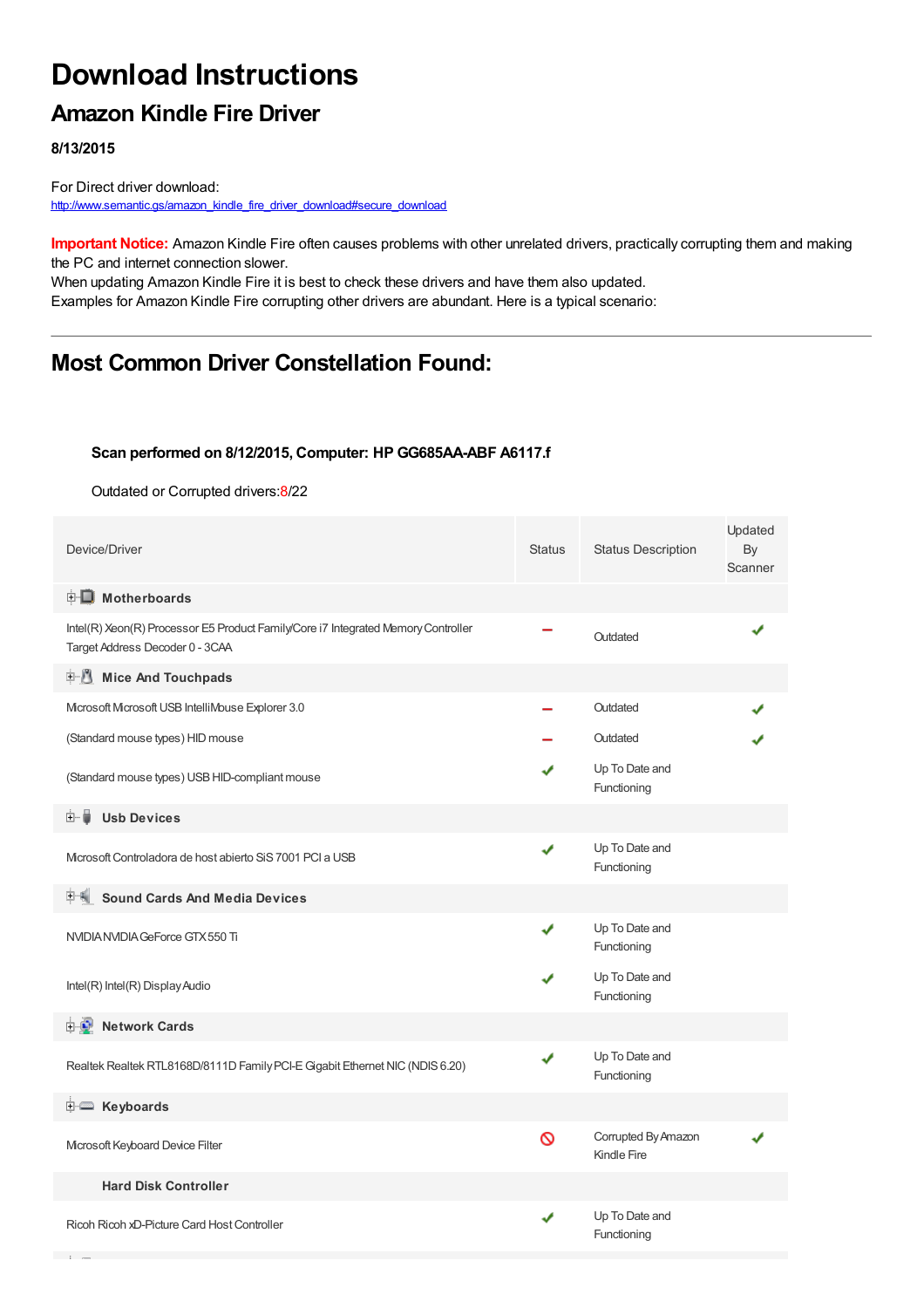# Download Instructions

## Amazon Kindle Fire Driver

**8/13/2015**

For Direct driver download:
http://www.semantic.gs/amazon_kindle_fire_driver_download#secure_download

**Important Notice:** Amazon Kindle Fire often causes problems with other unrelated drivers, practically corrupting them and making the PC and internet connection slower.
When updating Amazon Kindle Fire it is best to check these drivers and have them also updated.
Examples for Amazon Kindle Fire corrupting other drivers are abundant. Here is a typical scenario:

---

## Most Common Driver Constellation Found:

**Scan performed on 8/12/2015, Computer: HP GG685AA-ABF A6117.f**

Outdated or Corrupted drivers:8/22

| Device/Driver | Status | Status Description | Updated By Scanner |
|---|---|---|---|
| **Motherboards** | | | |
| Intel(R) Xeon(R) Processor E5 Product Family/Core i7 Integrated Memory Controller Target Address Decoder 0 - 3CAA | – | Outdated | ✔ |
| **Mice And Touchpads** | | | |
| Microsoft Microsoft USB IntelliMouse Explorer 3.0 | – | Outdated | ✔ |
| (Standard mouse types) HID mouse | – | Outdated | ✔ |
| (Standard mouse types) USB HID-compliant mouse | ✔ | Up To Date and Functioning | |
| **Usb Devices** | | | |
| Microsoft Controladora de host abierto SiS 7001 PCI a USB | ✔ | Up To Date and Functioning | |
| **Sound Cards And Media Devices** | | | |
| NVIDIA NVIDIA GeForce GTX 550 Ti | ✔ | Up To Date and Functioning | |
| Intel(R) Intel(R) Display Audio | ✔ | Up To Date and Functioning | |
| **Network Cards** | | | |
| Realtek Realtek RTL8168D/8111D Family PCI-E Gigabit Ethernet NIC (NDIS 6.20) | ✔ | Up To Date and Functioning | |
| **Keyboards** | | | |
| Microsoft Keyboard Device Filter | ⊘ | Corrupted By Amazon Kindle Fire | ✔ |
| **Hard Disk Controller** | | | |
| Ricoh Ricoh xD-Picture Card Host Controller | ✔ | Up To Date and Functioning | |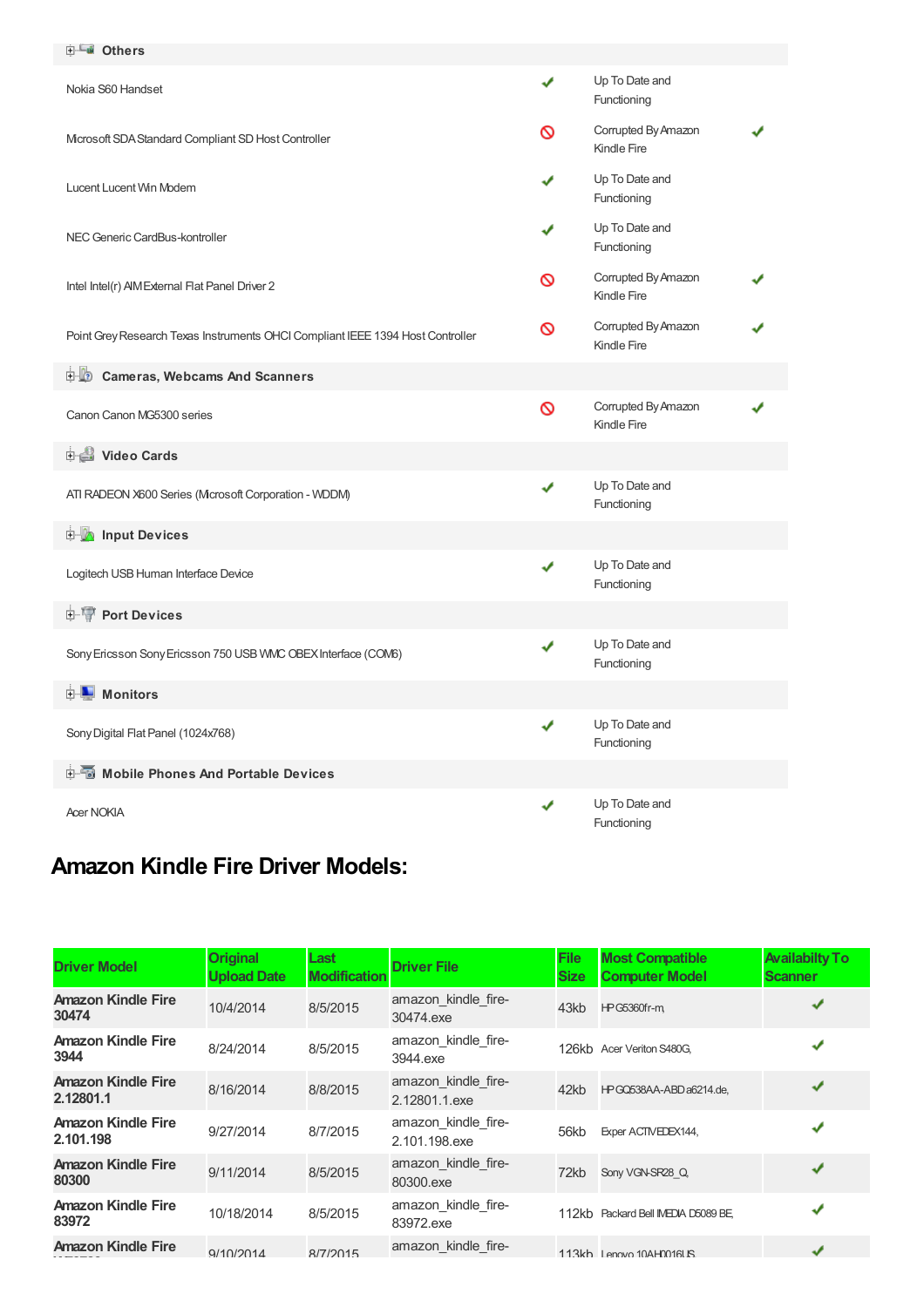| | | | |
|---|---|---|---|
| **Others** | | | |
| Nokia S60 Handset | ✔ | Up To Date and Functioning | |
| Microsoft SDA Standard Compliant SD Host Controller | 🚫 | Corrupted By Amazon Kindle Fire | ✔ |
| Lucent Lucent Win Modem | ✔ | Up To Date and Functioning | |
| NEC Generic CardBus-kontroller | ✔ | Up To Date and Functioning | |
| Intel Intel(r) AIM External Flat Panel Driver 2 | 🚫 | Corrupted By Amazon Kindle Fire | ✔ |
| Point Grey Research Texas Instruments OHCI Compliant IEEE 1394 Host Controller | 🚫 | Corrupted By Amazon Kindle Fire | ✔ |
| **Cameras, Webcams And Scanners** | | | |
| Canon Canon MG5300 series | 🚫 | Corrupted By Amazon Kindle Fire | ✔ |
| **Video Cards** | | | |
| ATI RADEON X600 Series (Microsoft Corporation - WDDM) | ✔ | Up To Date and Functioning | |
| **Input Devices** | | | |
| Logitech USB Human Interface Device | ✔ | Up To Date and Functioning | |
| **Port Devices** | | | |
| Sony Ericsson Sony Ericsson 750 USB WMC OBEX Interface (COM6) | ✔ | Up To Date and Functioning | |
| **Monitors** | | | |
| Sony Digital Flat Panel (1024x768) | ✔ | Up To Date and Functioning | |
| **Mobile Phones And Portable Devices** | | | |
| Acer NOKIA | ✔ | Up To Date and Functioning | |

## Amazon Kindle Fire Driver Models:

| Driver Model | Original Upload Date | Last Modification | Driver File | File Size | Most Compatible Computer Model | Availabilty To Scanner |
|---|---|---|---|---|---|---|
| **Amazon Kindle Fire 30474** | 10/4/2014 | 8/5/2015 | amazon_kindle_fire-30474.exe | 43kb | HP G5360fr-m, | ✔ |
| **Amazon Kindle Fire 3944** | 8/24/2014 | 8/5/2015 | amazon_kindle_fire-3944.exe | 126kb | Acer Veriton S480G, | ✔ |
| **Amazon Kindle Fire 2.12801.1** | 8/16/2014 | 8/8/2015 | amazon_kindle_fire-2.12801.1.exe | 42kb | HP GQ538AA-ABD a6214.de, | ✔ |
| **Amazon Kindle Fire 2.101.198** | 9/27/2014 | 8/7/2015 | amazon_kindle_fire-2.101.198.exe | 56kb | Exper ACTIVEDEX144, | ✔ |
| **Amazon Kindle Fire 80300** | 9/11/2014 | 8/5/2015 | amazon_kindle_fire-80300.exe | 72kb | Sony VGN-SR28_Q, | ✔ |
| **Amazon Kindle Fire 83972** | 10/18/2014 | 8/5/2015 | amazon_kindle_fire-83972.exe | 112kb | Packard Bell IMEDIA D5089 BE, | ✔ |
| **Amazon Kindle Fire** | 9/10/2014 | 8/7/2015 | amazon_kindle_fire- | 113kb | Lenovo 10AH0016US, | ✔ |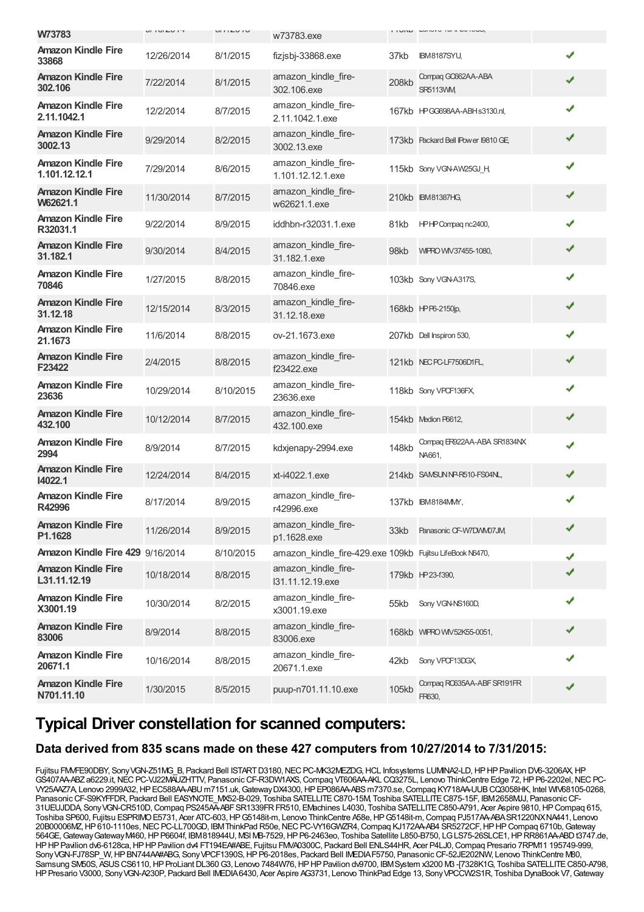| | | | | | | |
|---|---|---|---|---|---|---|
| W73783 | | | w73783.exe | | | |
| Amazon Kindle Fire 33868 | 12/26/2014 | 8/1/2015 | fizjsbj-33868.exe | 37kb | IBM8187SYU, | ✔ |
| Amazon Kindle Fire 302.106 | 7/22/2014 | 8/1/2015 | amazon_kindle_fire-302.106.exe | 208kb | Compaq GC662AA-ABA SR5113WM, | ✔ |
| Amazon Kindle Fire 2.11.1042.1 | 12/2/2014 | 8/7/2015 | amazon_kindle_fire-2.11.1042.1.exe | 167kb | HP GG698AA-ABH s3130.nl, | ✔ |
| Amazon Kindle Fire 3002.13 | 9/29/2014 | 8/2/2015 | amazon_kindle_fire-3002.13.exe | 173kb | Packard Bell IPower I9810 GE, | ✔ |
| Amazon Kindle Fire 1.101.12.12.1 | 7/29/2014 | 8/6/2015 | amazon_kindle_fire-1.101.12.12.1.exe | 115kb | Sony VGN-AW25GJ_H, | ✔ |
| Amazon Kindle Fire W62621.1 | 11/30/2014 | 8/7/2015 | amazon_kindle_fire-w62621.1.exe | 210kb | IBM81387HG, | ✔ |
| Amazon Kindle Fire R32031.1 | 9/22/2014 | 8/9/2015 | iddhbn-r32031.1.exe | 81kb | HP HP Compaq nc2400, | ✔ |
| Amazon Kindle Fire 31.182.1 | 9/30/2014 | 8/4/2015 | amazon_kindle_fire-31.182.1.exe | 98kb | WIPRO WIV37455-1080, | ✔ |
| Amazon Kindle Fire 70846 | 1/27/2015 | 8/8/2015 | amazon_kindle_fire-70846.exe | 103kb | Sony VGN-A317S, | ✔ |
| Amazon Kindle Fire 31.12.18 | 12/15/2014 | 8/3/2015 | amazon_kindle_fire-31.12.18.exe | 168kb | HP P6-2150jp, | ✔ |
| Amazon Kindle Fire 21.1673 | 11/6/2014 | 8/8/2015 | ov-21.1673.exe | 207kb | Dell Inspiron 530, | ✔ |
| Amazon Kindle Fire F23422 | 2/4/2015 | 8/8/2015 | amazon_kindle_fire-f23422.exe | 121kb | NEC PC-LF7506D1FL, | ✔ |
| Amazon Kindle Fire 23636 | 10/29/2014 | 8/10/2015 | amazon_kindle_fire-23636.exe | 118kb | Sony VPCF136FX, | ✔ |
| Amazon Kindle Fire 432.100 | 10/12/2014 | 8/7/2015 | amazon_kindle_fire-432.100.exe | 154kb | Medion P6612, | ✔ |
| Amazon Kindle Fire 2994 | 8/9/2014 | 8/7/2015 | kdxjenapy-2994.exe | 148kb | Compaq ER922AA-ABA SR1834NX NA661, | ✔ |
| Amazon Kindle Fire I4022.1 | 12/24/2014 | 8/4/2015 | xt-i4022.1.exe | 214kb | SAMSUN NP-R510-FS04NL, | ✔ |
| Amazon Kindle Fire R42996 | 8/17/2014 | 8/9/2015 | amazon_kindle_fire-r42996.exe | 137kb | IBM8184MMY, | ✔ |
| Amazon Kindle Fire P1.1628 | 11/26/2014 | 8/9/2015 | amazon_kindle_fire-p1.1628.exe | 33kb | Panasonic CF-W7DWM07JM, | ✔ |
| Amazon Kindle Fire 429 | 9/16/2014 | 8/10/2015 | amazon_kindle_fire-429.exe | 109kb | Fujitsu LifeBook N6470, | ✔ |
| Amazon Kindle Fire L31.11.12.19 | 10/18/2014 | 8/8/2015 | amazon_kindle_fire-l31.11.12.19.exe | 179kb | HP 23-f390, | ✔ |
| Amazon Kindle Fire X3001.19 | 10/30/2014 | 8/2/2015 | amazon_kindle_fire-x3001.19.exe | 55kb | Sony VGN-NS160D, | ✔ |
| Amazon Kindle Fire 83006 | 8/9/2014 | 8/8/2015 | amazon_kindle_fire-83006.exe | 168kb | WIPRO WIV52K55-0051, | ✔ |
| Amazon Kindle Fire 20671.1 | 10/16/2014 | 8/8/2015 | amazon_kindle_fire-20671.1.exe | 42kb | Sony VPCF13DGX, | ✔ |
| Amazon Kindle Fire N701.11.10 | 1/30/2015 | 8/5/2015 | puup-n701.11.10.exe | 105kb | Compaq RC635AA-ABF SR191FR FR630, | ✔ |

## Typical Driver constellation for scanned computers:

### Data derived from 835 scans made on these 427 computers from 10/27/2014 to 7/31/2015:

Fujitsu FMVFE90DBY, Sony VGN-Z51MG_B, Packard Bell ISTART D3180, NEC PC-MK32MEZDG, HCL Infosystems LUMINA2-LD, HP HP Pavilion DV6-3206AX, HP GS407AA-ABZ a6229.it, NEC PC-VJ22MAUZHTTV, Panasonic CF-R3DW1AXS, Compaq VT606AA-AKL CQ3275L, Lenovo ThinkCentre Edge 72, HP P6-2202el, NEC PC-VY25AAZ7A, Lenovo 2999A32, HP EC588AA-ABU m7151.uk, Gateway DX4300, HP EP086AA-ABS m7370.se, Compaq KY718AA-UUB CQ3058HK, Intel WIV68105-0268, Panasonic CF-S9KYFFDR, Packard Bell EASYNOTE_MX52-B-029, Toshiba SATELLITE C870-15M, Toshiba SATELLITE C875-15F, IBM2658MJJ, Panasonic CF-31UEUJDDA, Sony VGN-CR510D, Compaq PS245AA-ABF SR1339FR FR510, EMachines L4030, Toshiba SATELLITE C850-A791, Acer Aspire 9810, HP Compaq 615, Toshiba SP600, Fujitsu ESPRIMO E5731, Acer ATC-603, HP G5148it-m, Lenovo ThinkCentre A58e, HP G5148it-m, Compaq PJ517AA-ABA SR1220NX NA441, Lenovo 20B00006MZ, HP 610-1110es, NEC PC-LL700GD, IBM ThinkPad R50e, NEC PC-VY16GWZR4, Compaq KJ172AA-AB4 SR5272CF, HP HP Compaq 6710b, Gateway 564GE, Gateway Gateway M460, HP P6604f, IBM818944U, MSI MB-7529, HP P6-2463eo, Toshiba Satellite L850-B750, LG LS75-26SLCE1, HP RR861AA-ABD t3747.de, HP HP Pavilion dv6-6128ca, HP HP Pavilion dv4 FT194EA#ABE, Fujitsu FMVA0300C, Packard Bell ENLS44HR, Acer P4LJ0, Compaq Presario 7RPM11 195749-999, Sony VGN-FJ78SP_W, HP BN744AA#ABG, Sony VPCF1390S, HP P6-2018es, Packard Bell IMEDIA F5750, Panasonic CF-52JE202NW, Lenovo ThinkCentre M80, Samsung SM50S, ASUS CS6110, HP ProLiant DL360 G3, Lenovo 7484W76, HP HP Pavilion dv9700, IBM System x3200 M3 -[7328K1G, Toshiba SATELLITE C850-A798, HP Presario V3000, Sony VGN-A230P, Packard Bell IMEDIA 6430, Acer Aspire AG3731, Lenovo ThinkPad Edge 13, Sony VPCCW2S1R, Toshiba DynaBook V7, Gateway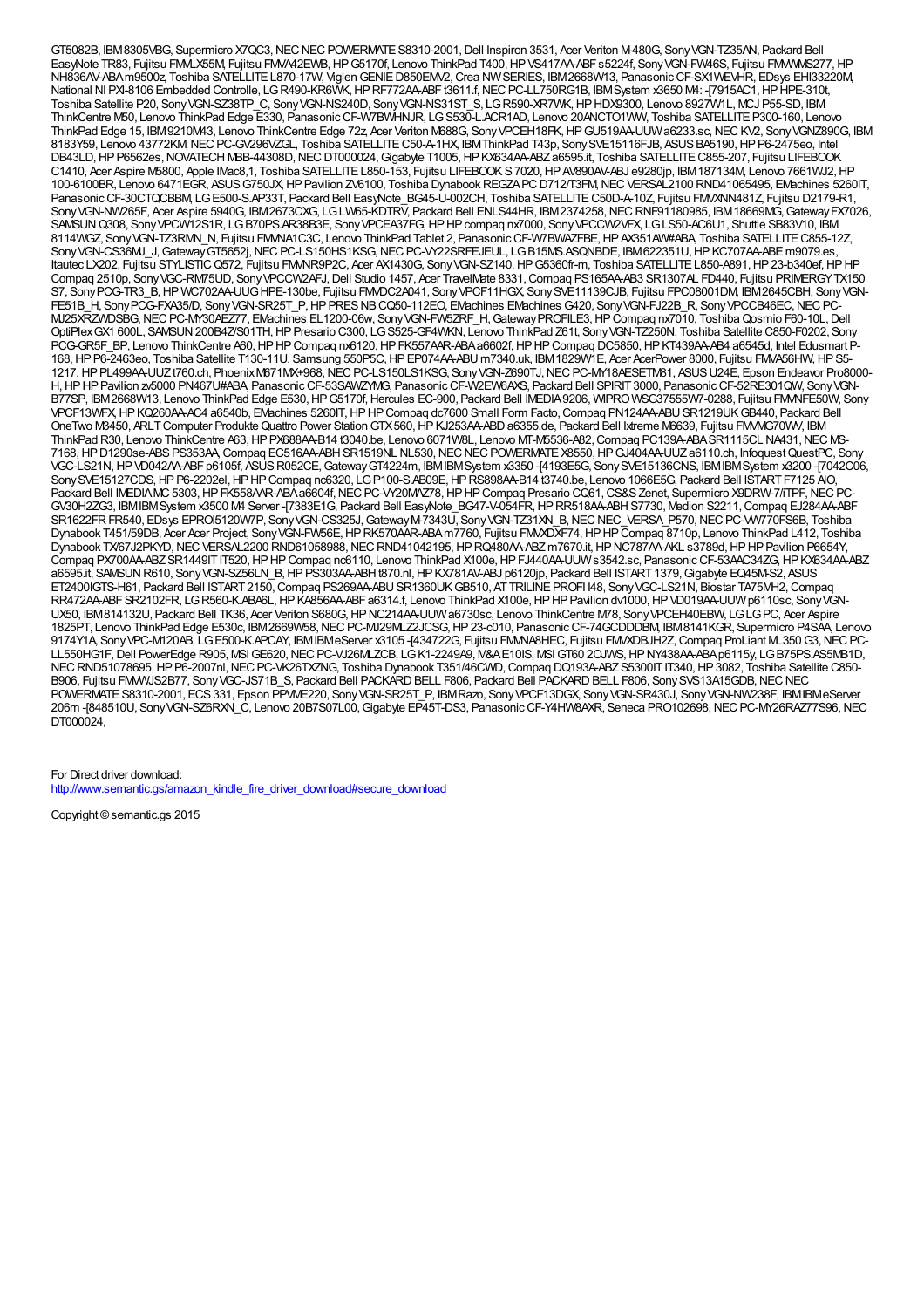GT5082B, IBM 8305VBG, Supermicro X7QC3, NEC NEC POWERMATE S8310-2001, Dell Inspiron 3531, Acer Veriton M-480G, Sony VGN-TZ35AN, Packard Bell EasyNote TR83, Fujitsu FMLX55M, Fujitsu FMVA42EWB, HP G5170f, Lenovo ThinkPad T400, HP VS417AA-ABF s5224f, Sony VGN-FW46S, Fujitsu FMVMMS277, HP NH836AV-ABA m9500z, Toshiba SATELLITE L870-17W, Viglen GENIE D850EMV2, Crea NW SERIES, IBM 2668W13, Panasonic CF-SX1WEVHR, EDsys EHI33220M, National NI PXI-8106 Embedded Controlle, LG R490-KR6WK, HP RF772AA-ABF t3611.f, NEC PC-LL750RG1B, IBM System x3650 M4: -[7915AC1, HP HPE-310t, Toshiba Satellite P20, Sony VGN-SZ38TP_C, Sony VGN-NS240D, Sony VGN-NS31ST_S, LG R590-XR7WK, HP HDX9300, Lenovo 8927W1L, MCJ P55-SD, IBM ThinkCentre M50, Lenovo ThinkPad Edge E330, Panasonic CF-W7BWHNJR, LG S530-L.ACR1AD, Lenovo 20ANCTO1WW, Toshiba SATELLITE P300-160, Lenovo ThinkPad Edge 15, IBM 9210M43, Lenovo ThinkCentre Edge 72z, Acer Veriton M688G, Sony VPCEH18FK, HP GU519AA-UUW a6233.sc, NEC KV2, Sony VGNZ890G, IBM 8183Y59, Lenovo 43772KM, NEC PC-GV296VZGL, Toshiba SATELLITE C50-A-1HX, IBM ThinkPad T43p, Sony SVE15116FJB, ASUS BA5190, HP P6-2475eo, Intel DB43LD, HP P6562es, NOVATECH MBB-44308D, NEC DT000024, Gigabyte T1005, HP KX634AA-ABZ a6595.it, Toshiba SATELLITE C855-207, Fujitsu LIFEBOOK C1410, Acer Aspire M5800, Apple IMac8,1, Toshiba SATELLITE L850-153, Fujitsu LIFEBOOK S 7020, HP AV890AV-ABJ e9280jp, IBM 187134M, Lenovo 7661WJ2, HP 100-6100BR, Lenovo 6471EGR, ASUS G750JX, HP Pavilion ZV6100, Toshiba Dynabook REGZA PC D712/T3FM, NEC VERSAL2100 RND41065495, EMachines 5260IT, Panasonic CF-30CTQCBBM, LG E500-S.AP33T, Packard Bell EasyNote_BG45-U-002CH, Toshiba SATELLITE C50D-A-10Z, Fujitsu FMVXNN481Z, Fujitsu D2179-R1, Sony VGN-NW265F, Acer Aspire 5940G, IBM 2673CXG, LG LW65-KDTRV, Packard Bell ENLS44HR, IBM 2374258, NEC RNF91180985, IBM 18669MG, Gateway FX7026, SAMSUN Q308, Sony VPCW12S1R, LG B70PS.AR38B3E, Sony VPCEA37FG, HP HP compaq nx7000, Sony VPCCW2VFX, LG LS50-AC6U1, Shuttle SB83V10, IBM 8114WGZ, Sony VGN-TZ3RMN_N, Fujitsu FMVNA1C3C, Lenovo ThinkPad Tablet 2, Panasonic CF-W7BWAZFBE, HP AX351AW#ABA, Toshiba SATELLITE C855-12Z, Sony VGN-CS36MJ_J, Gateway GT5652j, NEC PC-LS150HS1KSG, NEC PC-VY22SRFEJEUL, LG B15MS.ASQNBDE, IBM 622351U, HP KC707AA-ABE m9079.es, Itautec LX202, Fujitsu STYLISTIC Q572, Fujitsu FMVNR9P2C, Acer AX1430G, Sony VGN-SZ140, HP G5360fr-m, Toshiba SATELLITE L850-A891, HP 23-b340ef, HP HP Compaq 2510p, Sony VGC-RM75UD, Sony VPCCW2AFJ, Dell Studio 1457, Acer TravelMate 8331, Compaq PS165AA-AB3 SR1307AL FD440, Fujitsu PRIMERGY TX150 S7, Sony PCG-TR3_B, HP WC702AA-UUG HPE-130be, Fujitsu FMVDC2A041, Sony VPCF11HGX, Sony SVE11139CJB, Fujitsu FPC08001DM, IBM 2645CBH, Sony VGN-FE51B_H, Sony PCG-FXA35/D, Sony VGN-SR25T_P, HP PRES NB CQ50-112EO, EMachines EMachines G420, Sony VGN-FJ22B_R, Sony VPCCB46EC, NEC PC-MJ25XRZWDSBG, NEC PC-MY30AEZ77, EMachines EL1200-06w, Sony VGN-FW5ZRF_H, Gateway PROFILE3, HP Compaq nx7010, Toshiba Qosmio F60-10L, Dell OptiPlex GX1 600L, SAMSUN 200B4Z/S01TH, HP Presario C300, LG S525-GF4WKN, Lenovo ThinkPad Z61t, Sony VGN-TZ250N, Toshiba Satellite C850-F0202, Sony PCG-GR5F_BP, Lenovo ThinkCentre A60, HP HP Compaq nx6120, HP FK557AAR-ABA a6602f, HP HP Compaq DC5850, HP KT439AA-AB4 a6545d, Intel Edusmart P-168, HP P6-2463eo, Toshiba Satellite T130-11U, Samsung 550P5C, HP EP074AA-ABU m7340.uk, IBM 1829W1E, Acer AcerPower 8000, Fujitsu FMVA56HW, HP S5-1217, HP PL499AA-UUZ t760.ch, Phoenix M671MX+968, NEC PC-LS150LS1KSG, Sony VGN-Z690TJ, NEC PC-MY18AESETM81, ASUS U24E, Epson Endeavor Pro8000-H, HP HP Pavilion zv5000 PN467U#ABA, Panasonic CF-53SAWZYMG, Panasonic CF-W2EW6AXS, Packard Bell SPIRIT 3000, Panasonic CF-52RE301QW, Sony VGN-B77SP, IBM 2668W13, Lenovo ThinkPad Edge E530, HP G5170f, Hercules EC-900, Packard Bell IMEDIA 9206, WIPRO WSG37555W7-0288, Fujitsu FMVNFE50W, Sony VPCF13WFX, HP KQ260AA-AC4 a6540b, EMachines 5260IT, HP HP Compaq dc7600 Small Form Facto, Compaq PN124AA-ABU SR1219UK GB440, Packard Bell OneTwo M3450, ARLT Computer Produkte Quattro Power Station GTX 560, HP KJ253AA-ABD a6355.de, Packard Bell Ixtreme M6639, Fujitsu FMVMG70WV, IBM ThinkPad R30, Lenovo ThinkCentre A63, HP PX688AA-B14 t3040.be, Lenovo 6071W8L, Lenovo MT-M5536-A82, Compaq PC139A-ABA SR1115CL NA431, NEC MS-7168, HP D1290se-ABS PS353AA, Compaq EC516AA-ABH SR1519NL NL530, NEC NEC POWERMATE X8550, HP GJ404AA-UUZ a6110.ch, Infoquest QuestPC, Sony VGC-LS21N, HP VD042AA-ABF p6105f, ASUS R052CE, Gateway GT4224m, IBM IBM System x3350 -[4193E5G, Sony SVE15136CNS, IBM IBM System x3200 -[7042C06, Sony SVE15127CDS, HP P6-2202el, HP HP Compaq nc6320, LG P100-S.AB09E, HP RS898AA-B14 t3740.be, Lenovo 1066E5G, Packard Bell ISTART F7125 AIO, Packard Bell IMEDIA MC 5303, HP FK558AAR-ABA a6604f, NEC PC-VY20MAZ78, HP HP Compaq Presario CQ61, CS&S Zenet, Supermicro X9DRW-7/iTPF, NEC PC-GV30H2ZG3, IBM IBM System x3500 M4 Server -[7383E1G, Packard Bell EasyNote_BG47-V-054FR, HP RR518AA-ABH S7730, Medion S2211, Compaq EJ284AA-ABF SR1622FR FR540, EDsys EPROI5120W7P, Sony VGN-CS325J, Gateway M-7343U, Sony VGN-TZ31XN_B, NEC NEC_VERSA_P570, NEC PC-VW770FS6B, Toshiba Dynabook T451/59DB, Acer Acer Project, Sony VGN-FW56E, HP RK570AAR-ABA m7760, Fujitsu FMVXDXF74, HP HP Compaq 8710p, Lenovo ThinkPad L412, Toshiba Dynabook TX/67J2PKYD, NEC VERSAL2200 RND61058988, NEC RND41042195, HP RQ480AA-ABZ m7670.it, HP NC787AA-AKL s3789d, HP HP Pavilion P6654Y, Compaq PX700AA-ABZ SR1449IT IT520, HP HP Compaq nc6110, Lenovo ThinkPad X100e, HP FJ440AA-UUW s3542.sc, Panasonic CF-53AAC34ZG, HP KX634AA-ABZ a6595.it, SAMSUN R610, Sony VGN-SZ56LN_B, HP PS303AA-ABH t870.nl, HP KX781AV-ABJ p6120jp, Packard Bell ISTART 1379, Gigabyte EQ45M-S2, ASUS ET2400IGTS-H61, Packard Bell ISTART 2150, Compaq PS269AA-ABU SR1360UK GB510, AT TRILINE PROFI I48, Sony VGC-LS21N, Biostar TA75MH2, Compaq RR472AA-ABF SR2102FR, LG R560-K.ABA6L, HP KA856AA-ABF a6314.f, Lenovo ThinkPad X100e, HP HP Pavilion dv1000, HP VD019AA-UUW p6110sc, Sony VGN-UX50, IBM 814132U, Packard Bell TK36, Acer Veriton S680G, HP NC214AA-UUW a6730sc, Lenovo ThinkCentre M78, Sony VPCEH40EBW, LG LG PC, Acer Aspire 1825PT, Lenovo ThinkPad Edge E530c, IBM 2669W58, NEC PC-MJ29MLZ2JCSG, HP 23-c010, Panasonic CF-74GCDDDBM, IBM 8141KGR, Supermicro P4SAA, Lenovo 9174Y1A, Sony VPC-M120AB, LG E500-K.APCAY, IBM IBM eServer x3105 -[434722G, Fujitsu FMVNA8HEC, Fujitsu FMVXDBJH2Z, Compaq ProLiant ML350 G3, NEC PC-LL550HG1F, Dell PowerEdge R905, MSI GE620, NEC PC-VJ26MLZCB, LG K1-2249A9, M&A E10IS, MSI GT60 2OJWS, HP NY438AA-ABA p6115y, LG B75PS.AS5MB1D, NEC RND51078695, HP P6-2007nl, NEC PC-VK26TXZNG, Toshiba Dynabook T351/46CWD, Compaq DQ193A-ABZ S5300IT IT340, HP 3082, Toshiba Satellite C850-B906, Fujitsu FMVWJS2B77, Sony VGC-JS71B_S, Packard Bell PACKARD BELL F806, Packard Bell PACKARD BELL F806, Sony SVS13A15GDB, NEC NEC POWERMATE S8310-2001, ECS 331, Epson PPVME220, Sony VGN-SR25T_P, IBM Razo, Sony VPCF13DGX, Sony VGN-SR430J, Sony VGN-NW238F, IBM IBM eServer 206m -[848510U, Sony VGN-SZ6RXN_C, Lenovo 20B7S07L00, Gigabyte EP45T-DS3, Panasonic CF-Y4HW8AXR, Seneca PRO102698, NEC PC-MY26RAZ77S96, NEC DT000024,

For Direct driver download:
[http://www.semantic.gs/amazon_kindle_fire_driver_download#secure_download](http://www.semantic.gs/amazon_kindle_fire_driver_download#secure_download)

Copyright © semantic.gs 2015